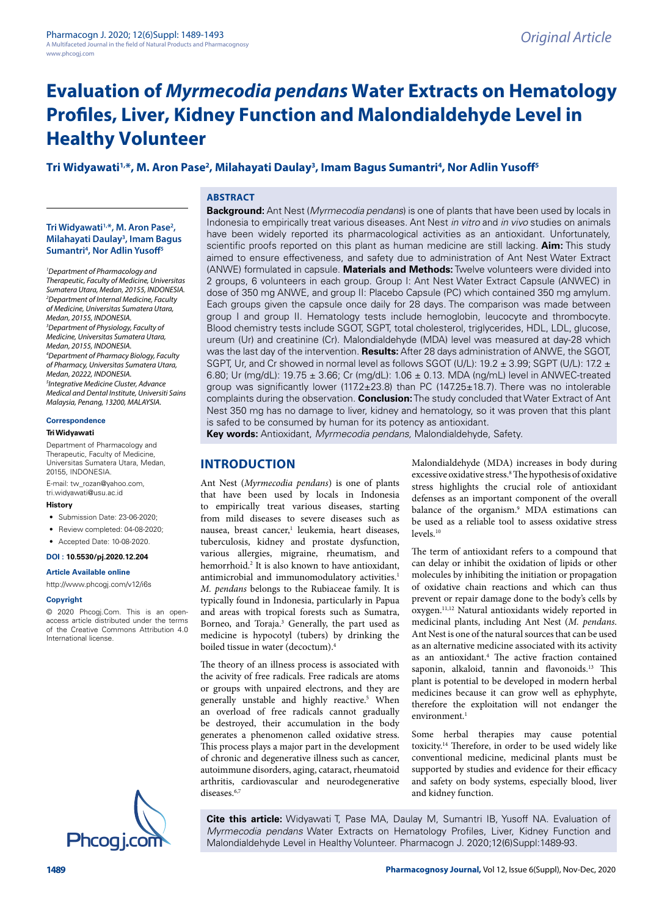Original Article

# Evaluation of *Myrmecodia pendans* Water Extracts on Hematology Profiles, Liver, Kidney Function and Malondialdehyde Level in Healthy Volunteer

**Tri Widyawati[1,*], M. Aron Pase[2], Milahayati Daulay[3], Imam Bagus Sumantri[4], Nor Adlin Yusoff[5]**

## ABSTRACT

**Background:** Ant Nest (*Myrmecodia pendans*) is one of plants that have been used by locals in Indonesia to empirically treat various diseases. Ant Nest *in vitro* and *in vivo* studies on animals have been widely reported its pharmacological activities as an antioxidant. Unfortunately, scientific proofs reported on this plant as human medicine are still lacking. **Aim:** This study aimed to ensure effectiveness, and safety due to administration of Ant Nest Water Extract (ANWE) formulated in capsule. **Materials and Methods:** Twelve volunteers were divided into 2 groups, 6 volunteers in each group. Group I: Ant Nest Water Extract Capsule (ANWEC) in dose of 350 mg ANWE, and group II: Placebo Capsule (PC) which contained 350 mg amylum. Each groups given the capsule once daily for 28 days. The comparison was made between group I and group II. Hematology tests include hemoglobin, leucocyte and thrombocyte. Blood chemistry tests include SGOT, SGPT, total cholesterol, triglycerides, HDL, LDL, glucose, ureum (Ur) and creatinine (Cr). Malondialdehyde (MDA) level was measured at day-28 which was the last day of the intervention. **Results:** After 28 days administration of ANWE, the SGOT, SGPT, Ur, and Cr showed in normal level as follows SGOT (U/L): 19.2 ± 3.99; SGPT (U/L): 17.2 ± 6.80; Ur (mg/dL): 19.75 ± 3.66; Cr (mg/dL): 1.06 ± 0.13. MDA (ng/mL) level in ANWEC-treated group was significantly lower (117.2±23.8) than PC (147.25±18.7). There was no intolerable complaints during the observation. **Conclusion:** The study concluded that Water Extract of Ant Nest 350 mg has no damage to liver, kidney and hematology, so it was proven that this plant is safed to be consumed by human for its potency as antioxidant.

**Key words:** Antioxidant, *Myrmecodia pendans,* Malondialdehyde, Safety.

**Tri Widyawati[1,*], M. Aron Pase[2], Milahayati Daulay[3], Imam Bagus Sumantri[4], Nor Adlin Yusoff[5]**

*[1]Department of Pharmacology and Therapeutic, Faculty of Medicine, Universitas Sumatera Utara, Medan, 20155, INDONESIA.*
*[2]Department of Internal Medicine, Faculty of Medicine, Universitas Sumatera Utara, Medan, 20155, INDONESIA.*
*[3]Department of Physiology, Faculty of Medicine, Universitas Sumatera Utara, Medan, 20155, INDONESIA.*
*[4]Department of Pharmacy Biology, Faculty of Pharmacy, Universitas Sumatera Utara, Medan, 20222, INDONESIA.*
*[5]Integrative Medicine Cluster, Advance Medical and Dental Institute, Universiti Sains Malaysia, Penang, 13200, MALAYSIA.*

**Correspondence**

**Tri Widyawati**

Department of Pharmacology and Therapeutic, Faculty of Medicine, Universitas Sumatera Utara, Medan, 20155, INDONESIA.

E-mail: tw_rozan@yahoo.com, tri.widyawati@usu.ac.id

**History**

- Submission Date: 23-06-2020;
- Review completed: 04-08-2020;
- Accepted Date: 10-08-2020.

**DOI : 10.5530/pj.2020.12.204**

**Article Available online**

http://www.phcogj.com/v12/i6s

**Copyright**

© 2020 Phcogj.Com. This is an open-access article distributed under the terms of the Creative Commons Attribution 4.0 International license.

## INTRODUCTION

Ant Nest (*Myrmecodia pendans*) is one of plants that have been used by locals in Indonesia to empirically treat various diseases, starting from mild diseases to severe diseases such as nausea, breast cancer,[1] leukemia, heart diseases, tuberculosis, kidney and prostate dysfunction, various allergies, migraine, rheumatism, and hemorrhoid.[2] It is also known to have antioxidant, antimicrobial and immunomodulatory activities.[1] *M. pendans* belongs to the Rubiaceae family. It is typically found in Indonesia, particularly in Papua and areas with tropical forests such as Sumatra, Borneo, and Toraja.[3] Generally, the part used as medicine is hypocotyl (tubers) by drinking the boiled tissue in water (decoctum).[4]

The theory of an illness process is associated with the acivity of free radicals. Free radicals are atoms or groups with unpaired electrons, and they are generally unstable and highly reactive.[5] When an overload of free radicals cannot gradually be destroyed, their accumulation in the body generates a phenomenon called oxidative stress. This process plays a major part in the development of chronic and degenerative illness such as cancer, autoimmune disorders, aging, cataract, rheumatoid arthritis, cardiovascular and neurodegenerative diseases.[6,7]

Malondialdehyde (MDA) increases in body during excessive oxidative stress.[8] The hypothesis of oxidative stress highlights the crucial role of antioxidant defenses as an important component of the overall balance of the organism.[9] MDA estimations can be used as a reliable tool to assess oxidative stress levels.[10]

The term of antioxidant refers to a compound that can delay or inhibit the oxidation of lipids or other molecules by inhibiting the initiation or propagation of oxidative chain reactions and which can thus prevent or repair damage done to the body's cells by oxygen.[11,12] Natural antioxidants widely reported in medicinal plants, including Ant Nest (*M. pendans*. Ant Nest is one of the natural sources that can be used as an alternative medicine associated with its activity as an antioxidant.[4] The active fraction contained saponin, alkaloid, tannin and flavonoids.[13] This plant is potential to be developed in modern herbal medicines because it can grow well as ephyphyte, therefore the exploitation will not endanger the environment.[1]

Some herbal therapies may cause potential toxicity.[14] Therefore, in order to be used widely like conventional medicine, medicinal plants must be supported by studies and evidence for their efficacy and safety on body systems, especially blood, liver and kidney function.

**Cite this article:** Widyawati T, Pase MA, Daulay M, Sumantri IB, Yusoff NA. Evaluation of *Myrmecodia pendans* Water Extracts on Hematology Profiles, Liver, Kidney Function and Malondialdehyde Level in Healthy Volunteer. Pharmacogn J. 2020;12(6)Suppl:1489-93.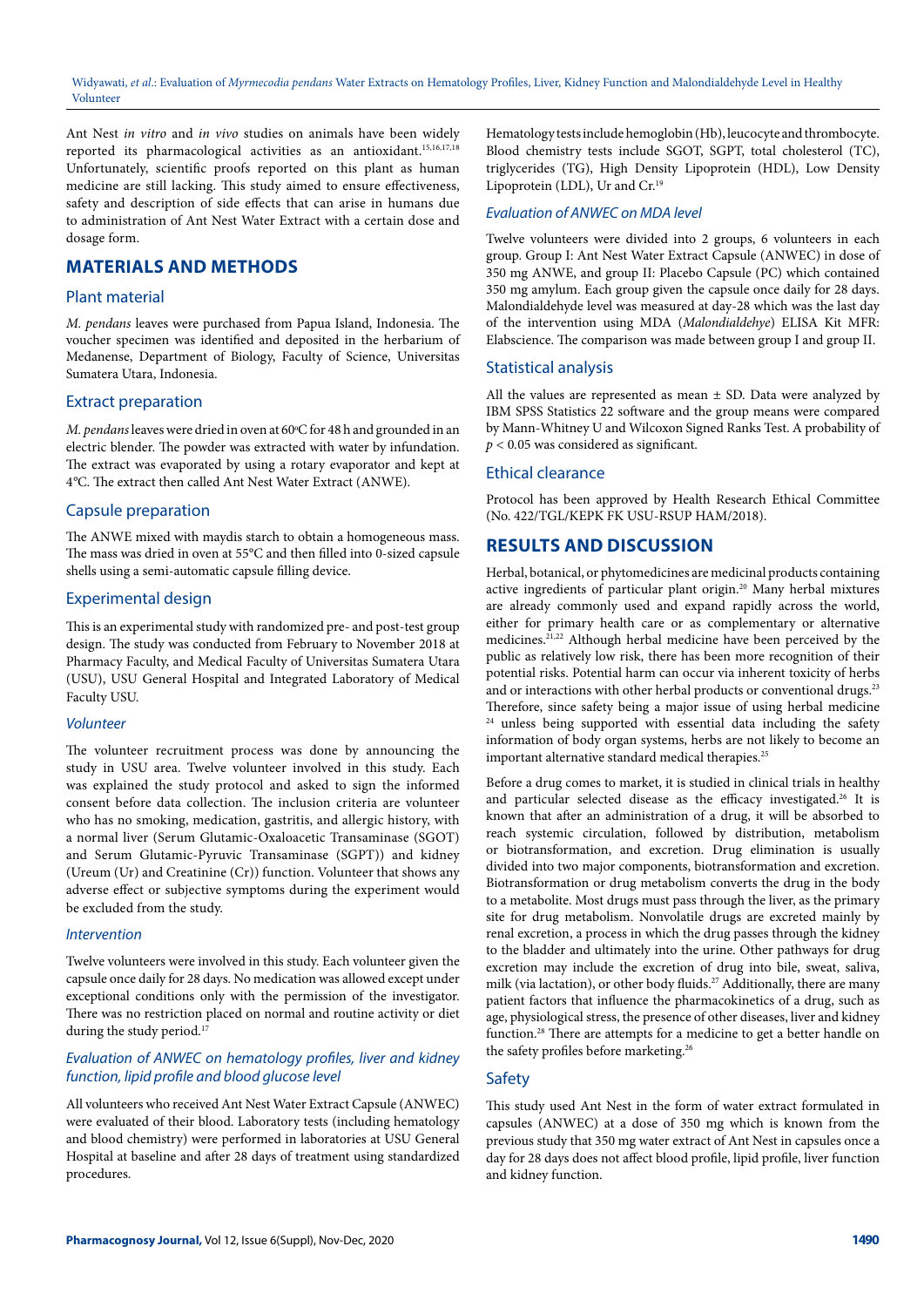Ant Nest *in vitro* and *in vivo* studies on animals have been widely reported its pharmacological activities as an antioxidant.[15,16,17,18] Unfortunately, scientific proofs reported on this plant as human medicine are still lacking. This study aimed to ensure effectiveness, safety and description of side effects that can arise in humans due to administration of Ant Nest Water Extract with a certain dose and dosage form.

## MATERIALS AND METHODS

### Plant material

*M. pendans* leaves were purchased from Papua Island, Indonesia. The voucher specimen was identified and deposited in the herbarium of Medanense, Department of Biology, Faculty of Science, Universitas Sumatera Utara, Indonesia.

### Extract preparation

*M. pendans* leaves were dried in oven at 60°C for 48 h and grounded in an electric blender. The powder was extracted with water by infundation. The extract was evaporated by using a rotary evaporator and kept at 4°C. The extract then called Ant Nest Water Extract (ANWE).

### Capsule preparation

The ANWE mixed with maydis starch to obtain a homogeneous mass. The mass was dried in oven at 55°C and then filled into 0-sized capsule shells using a semi-automatic capsule filling device.

### Experimental design

This is an experimental study with randomized pre- and post-test group design. The study was conducted from February to November 2018 at Pharmacy Faculty, and Medical Faculty of Universitas Sumatera Utara (USU), USU General Hospital and Integrated Laboratory of Medical Faculty USU.

#### *Volunteer*

The volunteer recruitment process was done by announcing the study in USU area. Twelve volunteer involved in this study. Each was explained the study protocol and asked to sign the informed consent before data collection. The inclusion criteria are volunteer who has no smoking, medication, gastritis, and allergic history, with a normal liver (Serum Glutamic-Oxaloacetic Transaminase (SGOT) and Serum Glutamic-Pyruvic Transaminase (SGPT)) and kidney (Ureum (Ur) and Creatinine (Cr)) function. Volunteer that shows any adverse effect or subjective symptoms during the experiment would be excluded from the study.

#### *Intervention*

Twelve volunteers were involved in this study. Each volunteer given the capsule once daily for 28 days. No medication was allowed except under exceptional conditions only with the permission of the investigator. There was no restriction placed on normal and routine activity or diet during the study period.[17]

#### *Evaluation of ANWEC on hematology profiles, liver and kidney function, lipid profile and blood glucose level*

All volunteers who received Ant Nest Water Extract Capsule (ANWEC) were evaluated of their blood. Laboratory tests (including hematology and blood chemistry) were performed in laboratories at USU General Hospital at baseline and after 28 days of treatment using standardized procedures.

Hematology tests include hemoglobin (Hb), leucocyte and thrombocyte. Blood chemistry tests include SGOT, SGPT, total cholesterol (TC), triglycerides (TG), High Density Lipoprotein (HDL), Low Density Lipoprotein (LDL), Ur and Cr.[19]

#### *Evaluation of ANWEC on MDA level*

Twelve volunteers were divided into 2 groups, 6 volunteers in each group. Group I: Ant Nest Water Extract Capsule (ANWEC) in dose of 350 mg ANWE, and group II: Placebo Capsule (PC) which contained 350 mg amylum. Each group given the capsule once daily for 28 days. Malondialdehyde level was measured at day-28 which was the last day of the intervention using MDA (*Malondialdehye*) ELISA Kit MFR: Elabscience. The comparison was made between group I and group II.

### Statistical analysis

All the values are represented as mean ± SD. Data were analyzed by IBM SPSS Statistics 22 software and the group means were compared by Mann-Whitney U and Wilcoxon Signed Ranks Test. A probability of $p < 0.05$ was considered as significant.

### Ethical clearance

Protocol has been approved by Health Research Ethical Committee (No. 422/TGL/KEPK FK USU-RSUP HAM/2018).

## RESULTS AND DISCUSSION

Herbal, botanical, or phytomedicines are medicinal products containing active ingredients of particular plant origin.[20] Many herbal mixtures are already commonly used and expand rapidly across the world, either for primary health care or as complementary or alternative medicines.[21,22] Although herbal medicine have been perceived by the public as relatively low risk, there has been more recognition of their potential risks. Potential harm can occur via inherent toxicity of herbs and or interactions with other herbal products or conventional drugs.[23] Therefore, since safety being a major issue of using herbal medicine [24] unless being supported with essential data including the safety information of body organ systems, herbs are not likely to become an important alternative standard medical therapies.[25]

Before a drug comes to market, it is studied in clinical trials in healthy and particular selected disease as the efficacy investigated.[26] It is known that after an administration of a drug, it will be absorbed to reach systemic circulation, followed by distribution, metabolism or biotransformation, and excretion. Drug elimination is usually divided into two major components, biotransformation and excretion. Biotransformation or drug metabolism converts the drug in the body to a metabolite. Most drugs must pass through the liver, as the primary site for drug metabolism. Nonvolatile drugs are excreted mainly by renal excretion, a process in which the drug passes through the kidney to the bladder and ultimately into the urine. Other pathways for drug excretion may include the excretion of drug into bile, sweat, saliva, milk (via lactation), or other body fluids.[27] Additionally, there are many patient factors that influence the pharmacokinetics of a drug, such as age, physiological stress, the presence of other diseases, liver and kidney function.[28] There are attempts for a medicine to get a better handle on the safety profiles before marketing.[26]

### Safety

This study used Ant Nest in the form of water extract formulated in capsules (ANWEC) at a dose of 350 mg which is known from the previous study that 350 mg water extract of Ant Nest in capsules once a day for 28 days does not affect blood profile, lipid profile, liver function and kidney function.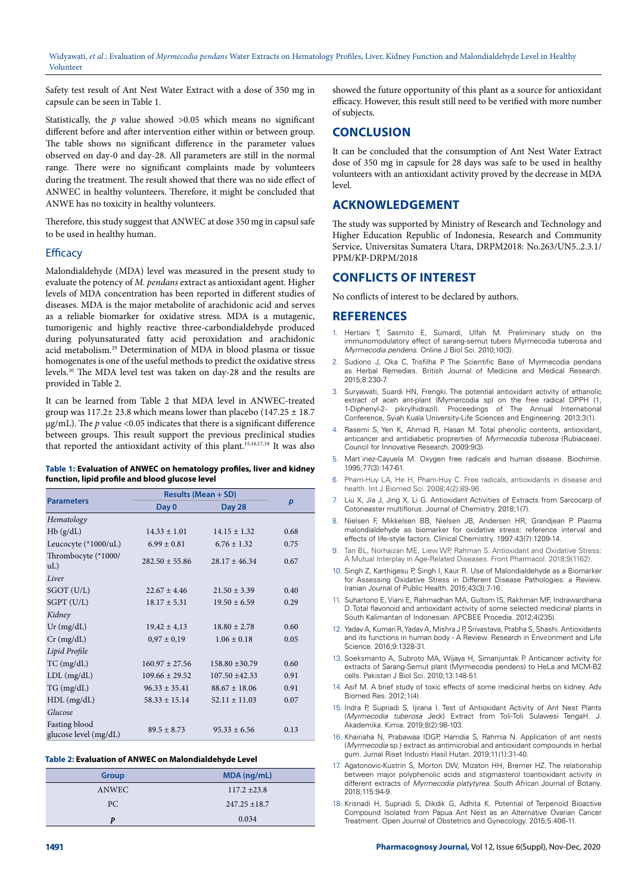Safety test result of Ant Nest Water Extract with a dose of 350 mg in capsule can be seen in Table 1.

Statistically, the *p* value showed >0.05 which means no significant different before and after intervention either within or between group. The table shows no significant difference in the parameter values observed on day-0 and day-28. All parameters are still in the normal range. There were no significant complaints made by volunteers during the treatment. The result showed that there was no side effect of ANWEC in healthy volunteers. Therefore, it might be concluded that ANWE has no toxicity in healthy volunteers.

Therefore, this study suggest that ANWEC at dose 350 mg in capsul safe to be used in healthy human.

### Efficacy

Malondialdehyde (MDA) level was measured in the present study to evaluate the potency of *M. pendans* extract as antioxidant agent. Higher levels of MDA concentration has been reported in different studies of diseases. MDA is the major metabolite of arachidonic acid and serves as a reliable biomarker for oxidative stress. MDA is a mutagenic, tumorigenic and highly reactive three-carbondialdehyde produced during polyunsaturated fatty acid peroxidation and arachidonic acid metabolism.[29] Determination of MDA in blood plasma or tissue homogenates is one of the useful methods to predict the oxidative stress levels.[30] The MDA level test was taken on day-28 and the results are provided in Table 2.

It can be learned from Table 2 that MDA level in ANWEC-treated group was 117.2± 23.8 which means lower than placebo (147.25 ± 18.7 μg/mL). The *p* value <0.05 indicates that there is a significant difference between groups. This result support the previous preclinical studies that reported the antioxidant activity of this plant.[15,16,17,18] It was also showed the future opportunity of this plant as a source for antioxidant efficacy. However, this result still need to be verified with more number of subjects.

**Table 1: Evaluation of ANWEC on hematology profiles, liver and kidney function, lipid profile and blood glucose level**

| Parameters | Results (Mean + SD) | | *p* |
|---|---|---|---|
| | Day 0 | Day 28 | |
| *Hematology* | | | |
| Hb (g/dL) | 14.33 ± 1.01 | 14.15 ± 1.32 | 0.68 |
| Leucocyte (*1000/uL) | 6.99 ± 0.81 | 6.76 ± 1.32 | 0.75 |
| Thrombocyte (*1000/uL) | 282.50 ± 55.86 | 28.17 ± 46.34 | 0.67 |
| *Liver* | | | |
| SGOT (U/L) | 22.67 ± 4.46 | 21.50 ± 3.39 | 0.40 |
| SGPT (U/L) | 18.17 ± 5.31 | 19.50 ± 6.59 | 0.29 |
| *Kidney* | | | |
| Ur (mg/dL) | 19,42 ± 4,13 | 18.80 ± 2.78 | 0.60 |
| Cr (mg/dL) | 0,97 ± 0,19 | 1.06 ± 0.18 | 0.05 |
| *Lipid Profile* | | | |
| TC (mg/dL) | 160.97 ± 27.56 | 158.80 ±30.79 | 0.60 |
| LDL (mg/dL) | 109.66 ± 29.52 | 107.50 ±42.33 | 0.91 |
| TG (mg/dL) | 96.33 ± 35.41 | 88.67 ± 18.06 | 0.91 |
| HDL (mg/dL) | 58.33 ± 15.14 | 52.11 ± 11.03 | 0.07 |
| *Glucose* | | | |
| Fasting blood glucose level (mg/dL) | 89.5 ± 8.73 | 95.33 ± 6.56 | 0.13 |

**Table 2: Evaluation of ANWEC on Malondialdehyde Level**

| Group | MDA (ng/mL) |
|---|---|
| ANWEC | 117.2 ±23.8 |
| PC | 247.25 ±18.7 |
| *p* | 0.034 |

## CONCLUSION

It can be concluded that the consumption of Ant Nest Water Extract dose of 350 mg in capsule for 28 days was safe to be used in healthy volunteers with an antioxidant activity proved by the decrease in MDA level.

## ACKNOWLEDGEMENT

The study was supported by Ministry of Research and Technology and Higher Education Republic of Indonesia, Research and Community Service, Universitas Sumatera Utara, DRPM2018: No.263/UN5..2.3.1/PPM/KP-DRPM/2018

## CONFLICTS OF INTEREST

No conflicts of interest to be declared by authors.

## REFERENCES

1. Hertiani T, Sasmito E, Sumardi, Ulfah M. Preliminary study on the immunomodulatory effect of sarang-semut tubers Myrmecodia tuberosa and *Myrmecodia pendens*. Online J Biol Sci. 2010;10(3).
2. Sudiono J, Oka C, Trisfilha P. The Scientific Base of Myrmecodia pendans as Herbal Remedies. British Journal of Medicine and Medical Research. 2015;8:230-7.
3. Suryawati, Suardi HN, Frengki. The potential antioxidant activity of ethanolic extract of aceh ant-plant (Mymercodia sp) on the free radical DPPH (1, 1-Diphenyl-2- pikrylhidrazil). Proceedings of The Annual International Conference, Syiah Kuala University-Life Sciences and Engineering. 2013;3(1).
4. Rasemi S, Yen K, Ahmad R, Hasan M. Total phenolic contents, antioxidant, anticancer and antidiabetic proprerties of *Myrmecodia tuberosa* (Rubiaceae). Council for Innovative Research. 2009:9(3).
5. Mart´ınez-Cayuela M. Oxygen free radicals and human disease. Biochimie. 1995;77(3):147-61.
6. Pham-Huy LA, He H, Pham-Huy C. Free radicals, antioxidants in disease and health. Int J Biomed Sci. 2008;4(2):89-96.
7. Liu X, Jia J, Jing X, Li G. Antioxidant Activities of Extracts from Sarcocarp of Cotoneaster multiflorus. Journal of Chemistry. 2018;1(7).
8. Nielsen F, Mikkelsen BB, Nielsen JB, Andersen HR, Grandjean P. Plasma malondialdehyde as biomarker for oxidative stress: reference interval and effects of life-style factors. Clinical Chemistry. 1997:43(7):1209-14.
9. Tan BL, Norhaizan ME, Liew WP, Rahman S. Antioxidant and Oxidative Stress: A Mutual Interplay in Age-Related Diseases. Front Pharmacol. 2018;9(1162).
10. Singh Z, Karthigesu P, Singh I, Kaur R. Use of Malondialdehyde as a Biomarker for Assessing Oxidative Stress in Different Disease Pathologies: a Review. Iranian Journal of Public Health. 2015;43(3):7-16.
11. Suhartono E, Viani E, Rahmadhan MA, Gultom IS, Rakhman MF, Indrawardhana D. Total flavonoid and antioxidant activity of some selected medicinal plants in South Kalimantan of Indonesian. APCBEE Procedia. 2012;4(235).
12. Yadav A, Kumari R, Yadav A, Mishra J P, Srivastava, Prabha S, Shashi. Antioxidants and its functions in human body - A Review. Research in Environment and Life Science. 2016;9:1328-31.
13. Soeksmanto A, Subroto MA, Wijaya H, Simanjuntak P. Anticancer activity for extracts of Sarang-Semut plant (Myrmecodia pendens) to HeLa and MCM-B2 cells. Pakistan J Biol Sci. 2010;13:148-51.
14. Asif M. A brief study of toxic effects of some medicinal herbs on kidney. Adv Biomed Res. 2012;1(4).
15. Indra P, Supriadi S, Ijirana I. Test of Antioxidant Activity of Ant Nest Plants (*Myrmecodia tuberosa* Jeck) Extract from Toli-Toli Sulawesi TengaH. J. Akademika. Kimia. 2019;8(2):98-103.
16. Khairiaha N, Prabawaa IDGP, Hamdia S, Rahmia N. Application of ant nests (*Myrmecodia* sp.) extract as antimicrobial and antioxidant compounds in herbal gum. Jurnal Riset Industri Hasil Hutan. 2019;11(1):31-40.
17. Agatonovic-Kustrin S, Morton DW, Mizaton HH, Bremer HZ. The relationship between major polyphenolic acids and stigmasterol toantioxidant activity in different extracts of *Myrmecodia platytyrea*. South African Journal of Botany. 2018;115:94-9.
18. Krisnadi H, Supriadi S, Dikdik G, Adhita K. Potential of Terpenoid Bioactive Compound Isolated from Papua Ant Nest as an Alternative Ovarian Cancer Treatment. Open Journal of Obstetrics and Gynecology. 2015;5:406-11.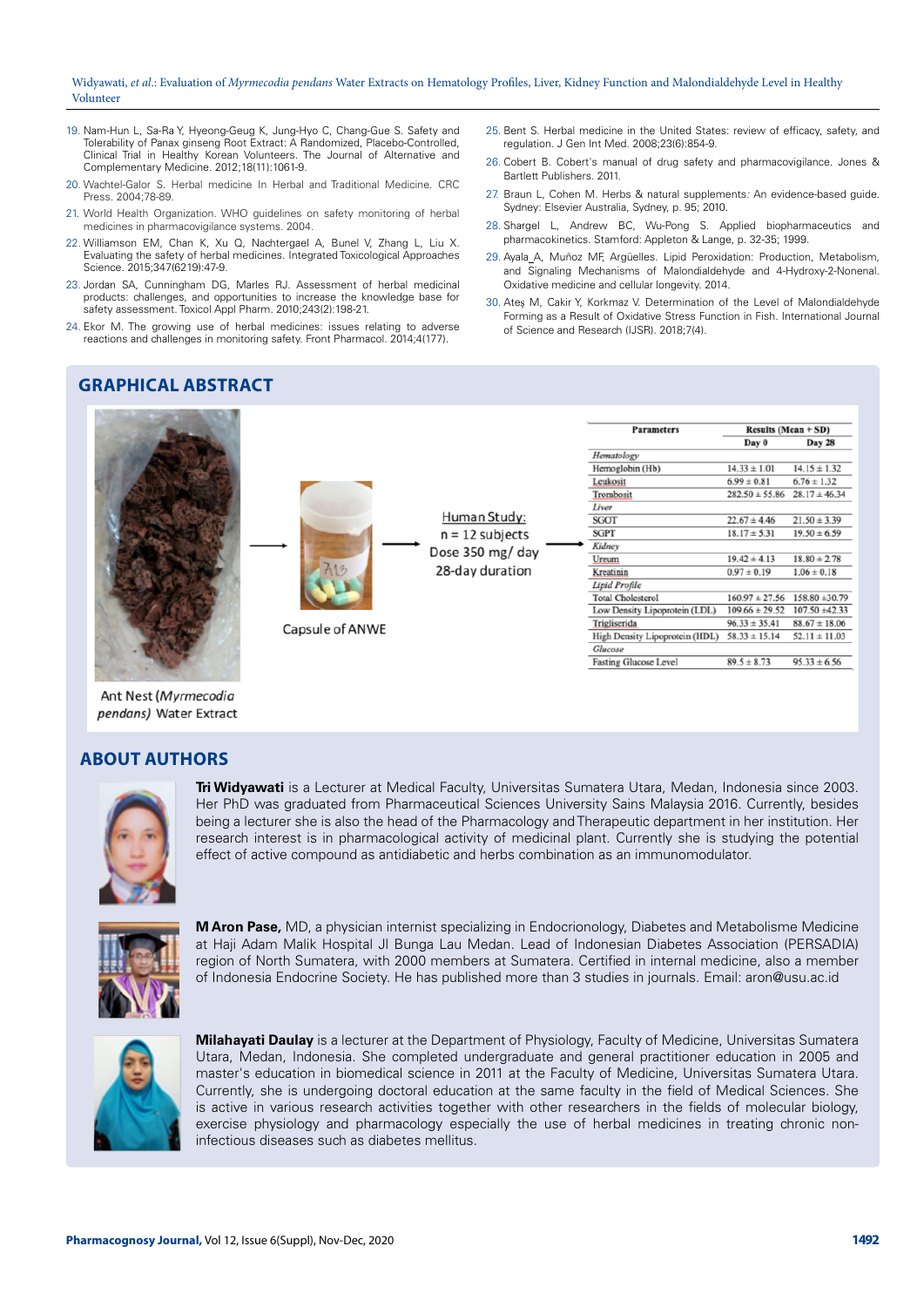19. Nam-Hun L, Sa-Ra Y, Hyeong-Geug K, Jung-Hyo C, Chang-Gue S. Safety and Tolerability of Panax ginseng Root Extract: A Randomized, Placebo-Controlled, Clinical Trial in Healthy Korean Volunteers. The Journal of Alternative and Complementary Medicine. 2012;18(11):1061-9.
20. Wachtel-Galor S. Herbal medicine In Herbal and Traditional Medicine. CRC Press. 2004;78-89.
21. World Health Organization. WHO guidelines on safety monitoring of herbal medicines in pharmacovigilance systems. 2004.
22. Williamson EM, Chan K, Xu Q, Nachtergael A, Bunel V, Zhang L, Liu X. Evaluating the safety of herbal medicines. Integrated Toxicological Approaches Science. 2015;347(6219):47-9.
23. Jordan SA, Cunningham DG, Marles RJ. Assessment of herbal medicinal products: challenges, and opportunities to increase the knowledge base for safety assessment. Toxicol Appl Pharm. 2010;243(2):198-21.
24. Ekor M. The growing use of herbal medicines: issues relating to adverse reactions and challenges in monitoring safety. Front Pharmacol. 2014;4(177).
25. Bent S. Herbal medicine in the United States: review of efficacy, safety, and regulation. J Gen Int Med. 2008;23(6):854-9.
26. Cobert B. Cobert's manual of drug safety and pharmacovigilance. Jones & Bartlett Publishers. 2011.
27. Braun L, Cohen M. Herbs & natural supplements: An evidence-based guide. Sydney: Elsevier Australia, Sydney, p. 95; 2010.
28. Shargel L, Andrew BC, Wu-Pong S. Applied biopharmaceutics and pharmacokinetics. Stamford: Appleton & Lange, p. 32-35; 1999.
29. Ayala A, Muñoz MF, Argüelles. Lipid Peroxidation: Production, Metabolism, and Signaling Mechanisms of Malondialdehyde and 4-Hydroxy-2-Nonenal. Oxidative medicine and cellular longevity. 2014.
30. Ateş M, Cakir Y, Korkmaz V. Determination of the Level of Malondialdehyde Forming as a Result of Oxidative Stress Function in Fish. International Journal of Science and Research (IJSR). 2018;7(4).

## GRAPHICAL ABSTRACT

Ant Nest (*Myrmecodia pendans*) Water Extract → Capsule of ANWE → Human Study: n = 12 subjects, Dose 350 mg/ day, 28-day duration →

| Parameters | Results (Mean + SD) Day 0 | Day 28 |
|---|---|---|
| *Hematology* | | |
| Hemoglobin (Hb) | 14.33 ± 1.01 | 14.15 ± 1.32 |
| Leukosit | 6.99 ± 0.81 | 6.76 ± 1.32 |
| Trombosit | 282.50 ± 55.86 | 28.17 ± 46.34 |
| *Liver* | | |
| SGOT | 22.67 ± 4.46 | 21.50 ± 3.39 |
| SGPT | 18.17 ± 5.31 | 19.50 ± 6.59 |
| *Kidney* | | |
| Ureum | 19.42 ± 4.13 | 18.80 ± 2.78 |
| Kreatinin | 0.97 ± 0.19 | 1.06 ± 0.18 |
| *Lipid Profile* | | |
| Total Cholesterol | 160.97 ± 27.56 | 158.80 ±30.79 |
| Low Density Lipoprotein (LDL) | 109.66 ± 29.52 | 107.50 ±42.33 |
| Trigliserida | 96.33 ± 35.41 | 88.67 ± 18.06 |
| High Density Lipoprotein (HDL) | 58.33 ± 15.14 | 52.11 ± 11.03 |
| *Glucose* | | |
| Fasting Glucose Level | 89.5 ± 8.73 | 95.33 ± 6.56 |

## ABOUT AUTHORS

**Tri Widyawati** is a Lecturer at Medical Faculty, Universitas Sumatera Utara, Medan, Indonesia since 2003. Her PhD was graduated from Pharmaceutical Sciences University Sains Malaysia 2016. Currently, besides being a lecturer she is also the head of the Pharmacology and Therapeutic department in her institution. Her research interest is in pharmacological activity of medicinal plant. Currently she is studying the potential effect of active compound as antidiabetic and herbs combination as an immunomodulator.

**M Aron Pase,** MD, a physician internist specializing in Endocrionology, Diabetes and Metabolisme Medicine at Haji Adam Malik Hospital Jl Bunga Lau Medan. Lead of Indonesian Diabetes Association (PERSADIA) region of North Sumatera, with 2000 members at Sumatera. Certified in internal medicine, also a member of Indonesia Endocrine Society. He has published more than 3 studies in journals. Email: aron@usu.ac.id

**Milahayati Daulay** is a lecturer at the Department of Physiology, Faculty of Medicine, Universitas Sumatera Utara, Medan, Indonesia. She completed undergraduate and general practitioner education in 2005 and master's education in biomedical science in 2011 at the Faculty of Medicine, Universitas Sumatera Utara. Currently, she is undergoing doctoral education at the same faculty in the field of Medical Sciences. She is active in various research activities together with other researchers in the fields of molecular biology, exercise physiology and pharmacology especially the use of herbal medicines in treating chronic non-infectious diseases such as diabetes mellitus.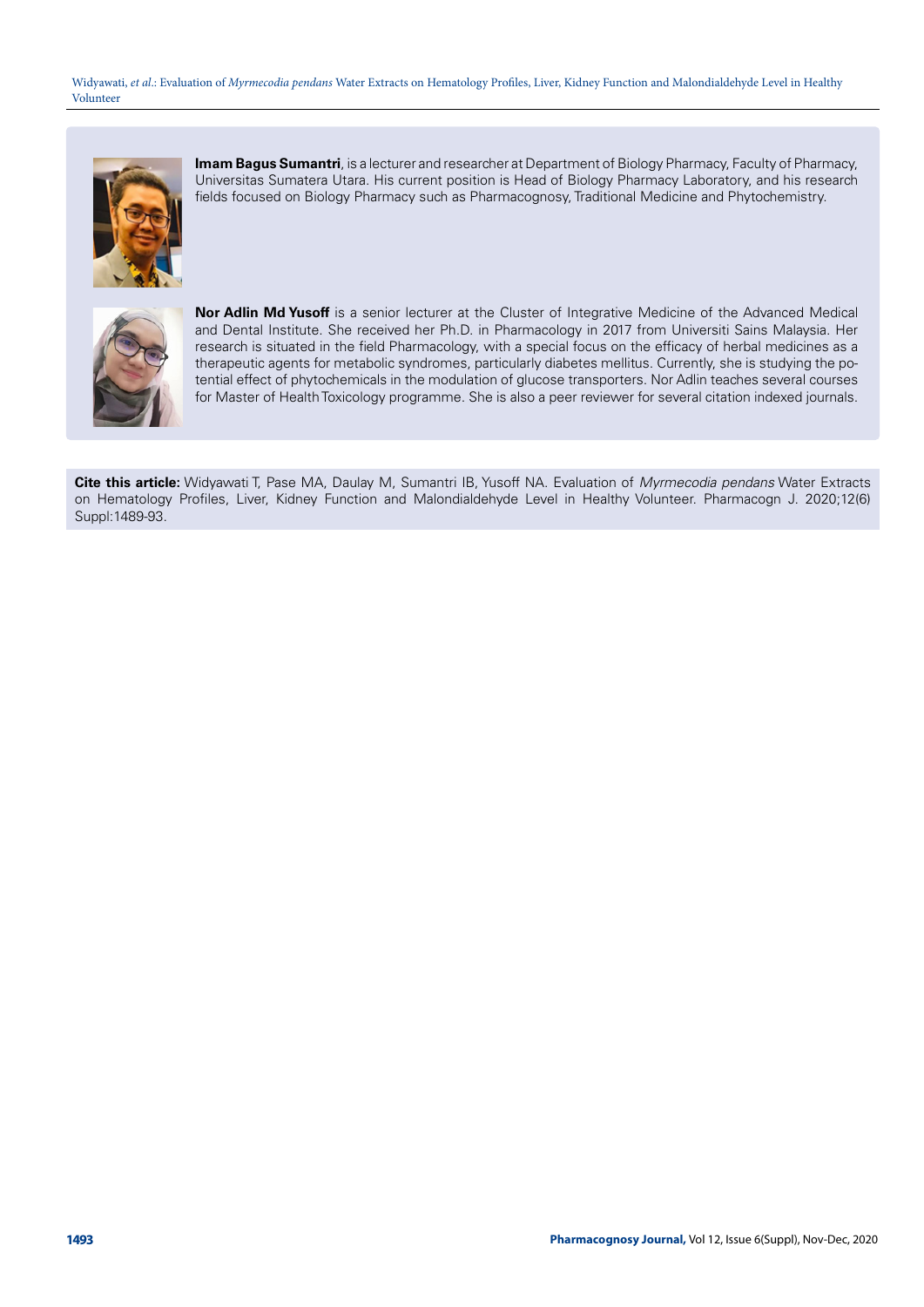**Imam Bagus Sumantri**, is a lecturer and researcher at Department of Biology Pharmacy, Faculty of Pharmacy, Universitas Sumatera Utara. His current position is Head of Biology Pharmacy Laboratory, and his research fields focused on Biology Pharmacy such as Pharmacognosy, Traditional Medicine and Phytochemistry.

**Nor Adlin Md Yusoff** is a senior lecturer at the Cluster of Integrative Medicine of the Advanced Medical and Dental Institute. She received her Ph.D. in Pharmacology in 2017 from Universiti Sains Malaysia. Her research is situated in the field Pharmacology, with a special focus on the efficacy of herbal medicines as a therapeutic agents for metabolic syndromes, particularly diabetes mellitus. Currently, she is studying the potential effect of phytochemicals in the modulation of glucose transporters. Nor Adlin teaches several courses for Master of Health Toxicology programme. She is also a peer reviewer for several citation indexed journals.

**Cite this article:** Widyawati T, Pase MA, Daulay M, Sumantri IB, Yusoff NA. Evaluation of *Myrmecodia pendans* Water Extracts on Hematology Profiles, Liver, Kidney Function and Malondialdehyde Level in Healthy Volunteer. Pharmacogn J. 2020;12(6) Suppl:1489-93.